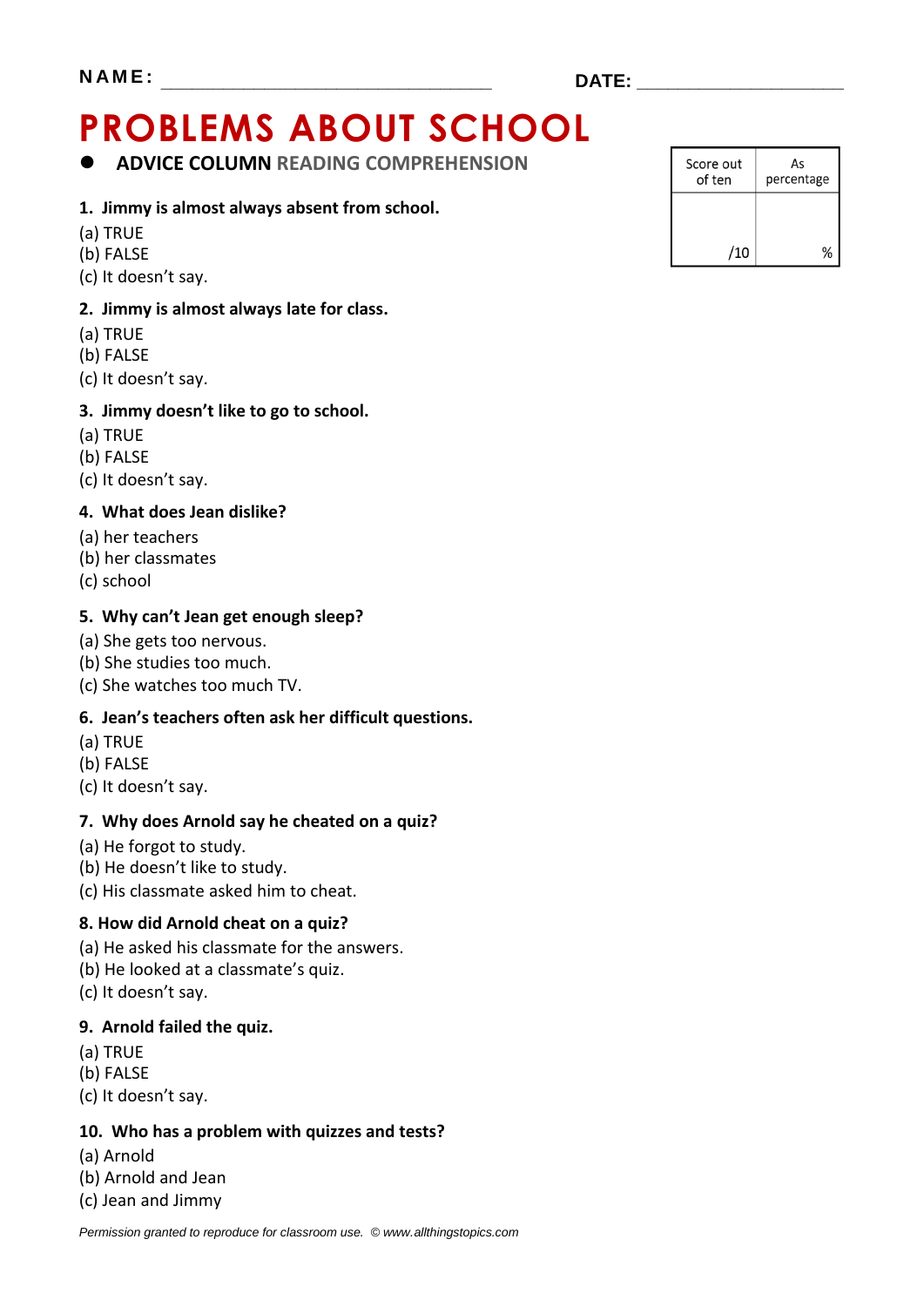**NAME:** ______________________________ **DATE:** ____________________

# PROBLEMS ABOUT SCHOOL

- **ADVICE COLUMN READING COMPREHENSION**

| Score out of ten | As percentage |
|---|---|
| /10 | % |

**1. Jimmy is almost always absent from school.**

(a) TRUE
(b) FALSE
(c) It doesn't say.

**2. Jimmy is almost always late for class.**

(a) TRUE
(b) FALSE
(c) It doesn't say.

**3. Jimmy doesn't like to go to school.**

(a) TRUE
(b) FALSE
(c) It doesn't say.

**4. What does Jean dislike?**

(a) her teachers
(b) her classmates
(c) school

**5. Why can't Jean get enough sleep?**

(a) She gets too nervous.
(b) She studies too much.
(c) She watches too much TV.

**6. Jean's teachers often ask her difficult questions.**

(a) TRUE
(b) FALSE
(c) It doesn't say.

**7. Why does Arnold say he cheated on a quiz?**

(a) He forgot to study.
(b) He doesn't like to study.
(c) His classmate asked him to cheat.

**8. How did Arnold cheat on a quiz?**

(a) He asked his classmate for the answers.
(b) He looked at a classmate's quiz.
(c) It doesn't say.

**9. Arnold failed the quiz.**

(a) TRUE
(b) FALSE
(c) It doesn't say.

**10. Who has a problem with quizzes and tests?**

(a) Arnold
(b) Arnold and Jean
(c) Jean and Jimmy

*Permission granted to reproduce for classroom use. © www.allthingstopics.com*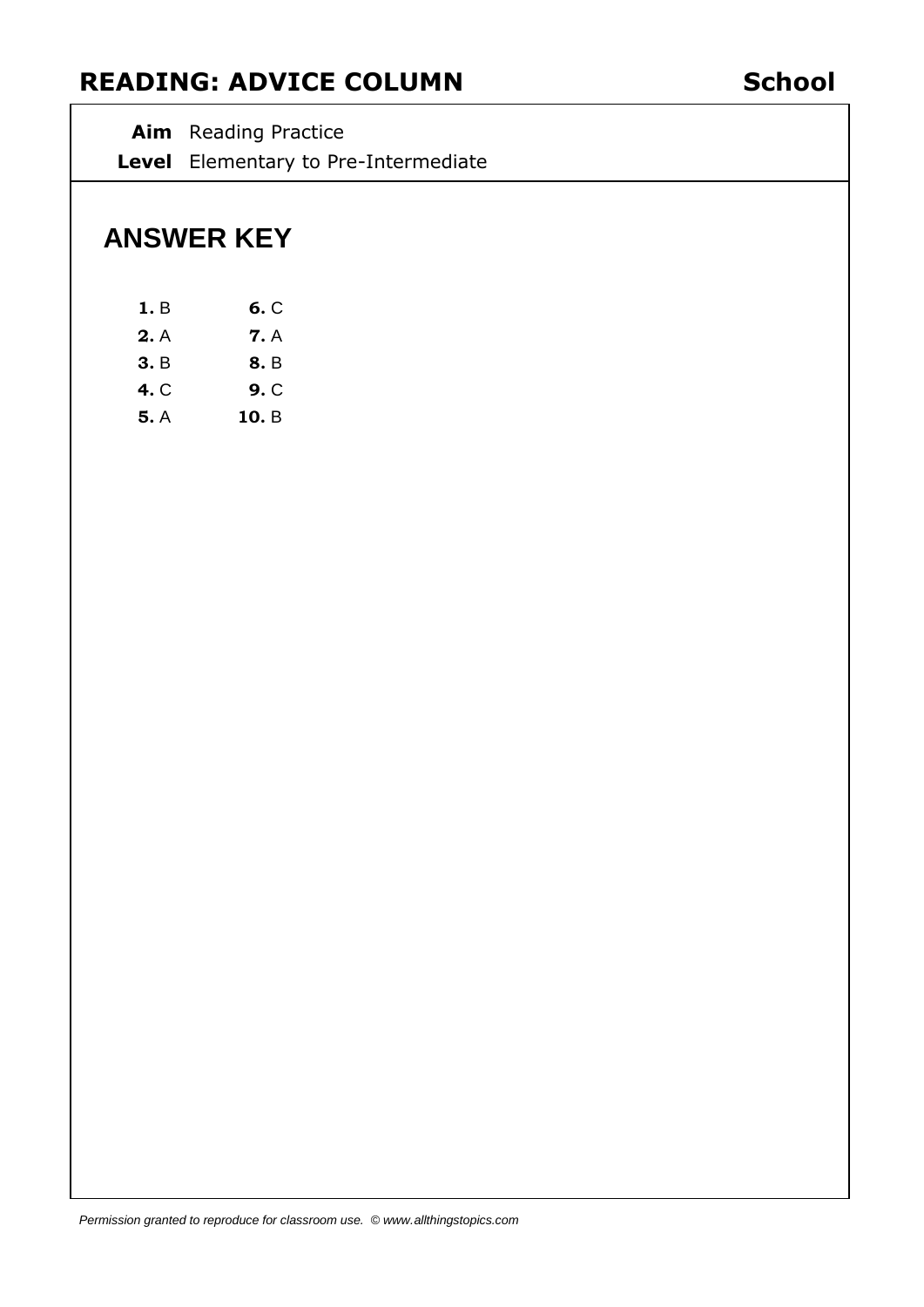# READING: ADVICE COLUMN

**School**

**Aim** Reading Practice
**Level** Elementary to Pre-Intermediate

## ANSWER KEY

| | |
|---|---|
| **1.** B | **6.** C |
| **2.** A | **7.** A |
| **3.** B | **8.** B |
| **4.** C | **9.** C |
| **5.** A | **10.** B |

*Permission granted to reproduce for classroom use. © www.allthingstopics.com*